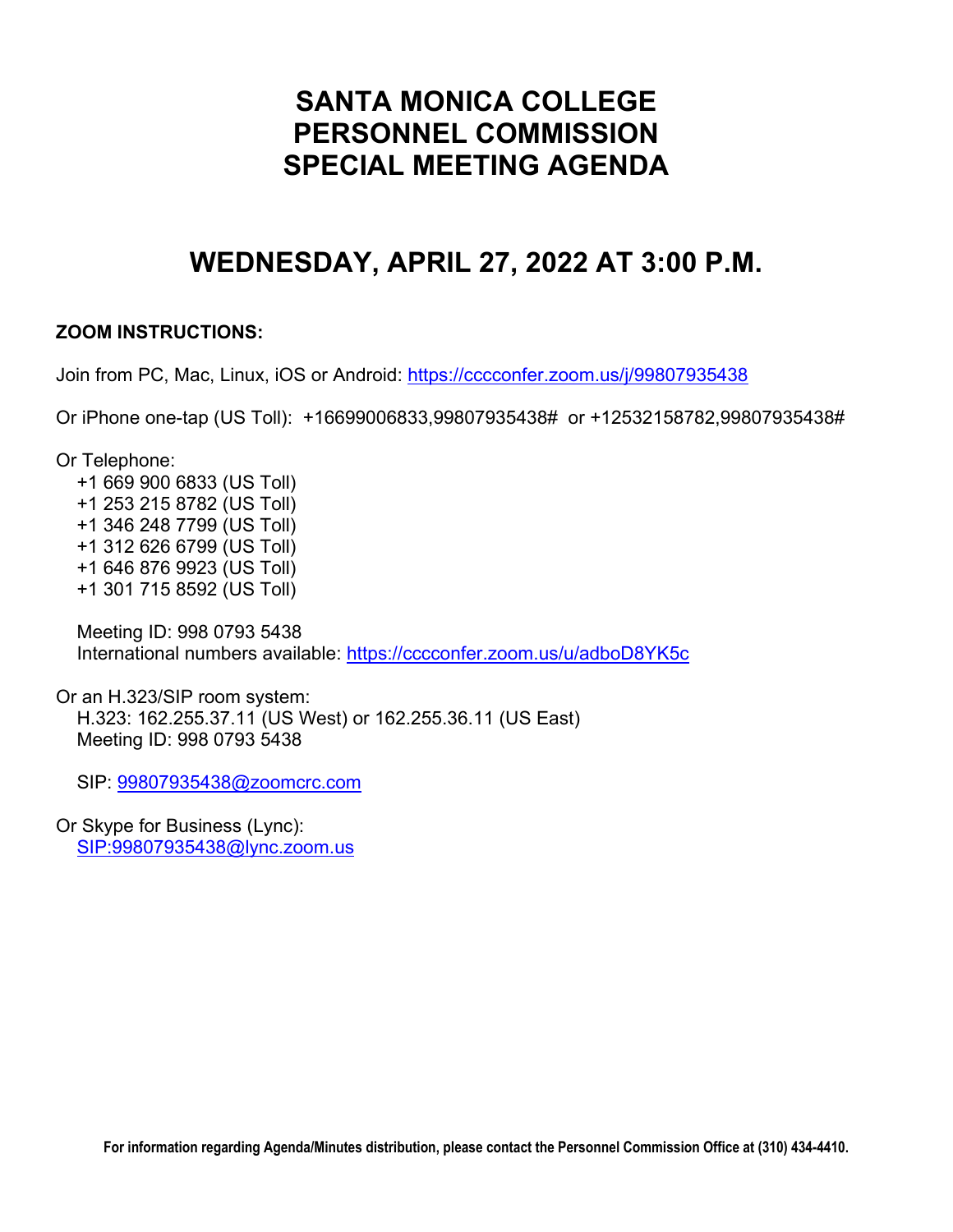# SANTA MONICA COLLEGE PERSONNEL COMMISSION SPECIAL MEETING AGENDA

## WEDNESDAY, APRIL 27, 2022 AT 3:00 P.M.

**ZOOM INSTRUCTIONS:**

Join from PC, Mac, Linux, iOS or Android: https://cccconfer.zoom.us/j/99807935438

Or iPhone one-tap (US Toll): +16699006833,99807935438# or +12532158782,99807935438#

Or Telephone:
- +1 669 900 6833 (US Toll)
- +1 253 215 8782 (US Toll)
- +1 346 248 7799 (US Toll)
- +1 312 626 6799 (US Toll)
- +1 646 876 9923 (US Toll)
- +1 301 715 8592 (US Toll)

Meeting ID: 998 0793 5438
International numbers available: https://cccconfer.zoom.us/u/adboD8YK5c

Or an H.323/SIP room system:
H.323: 162.255.37.11 (US West) or 162.255.36.11 (US East)
Meeting ID: 998 0793 5438

SIP: 99807935438@zoomcrc.com

Or Skype for Business (Lync):
SIP:99807935438@lync.zoom.us

**For information regarding Agenda/Minutes distribution, please contact the Personnel Commission Office at (310) 434-4410.**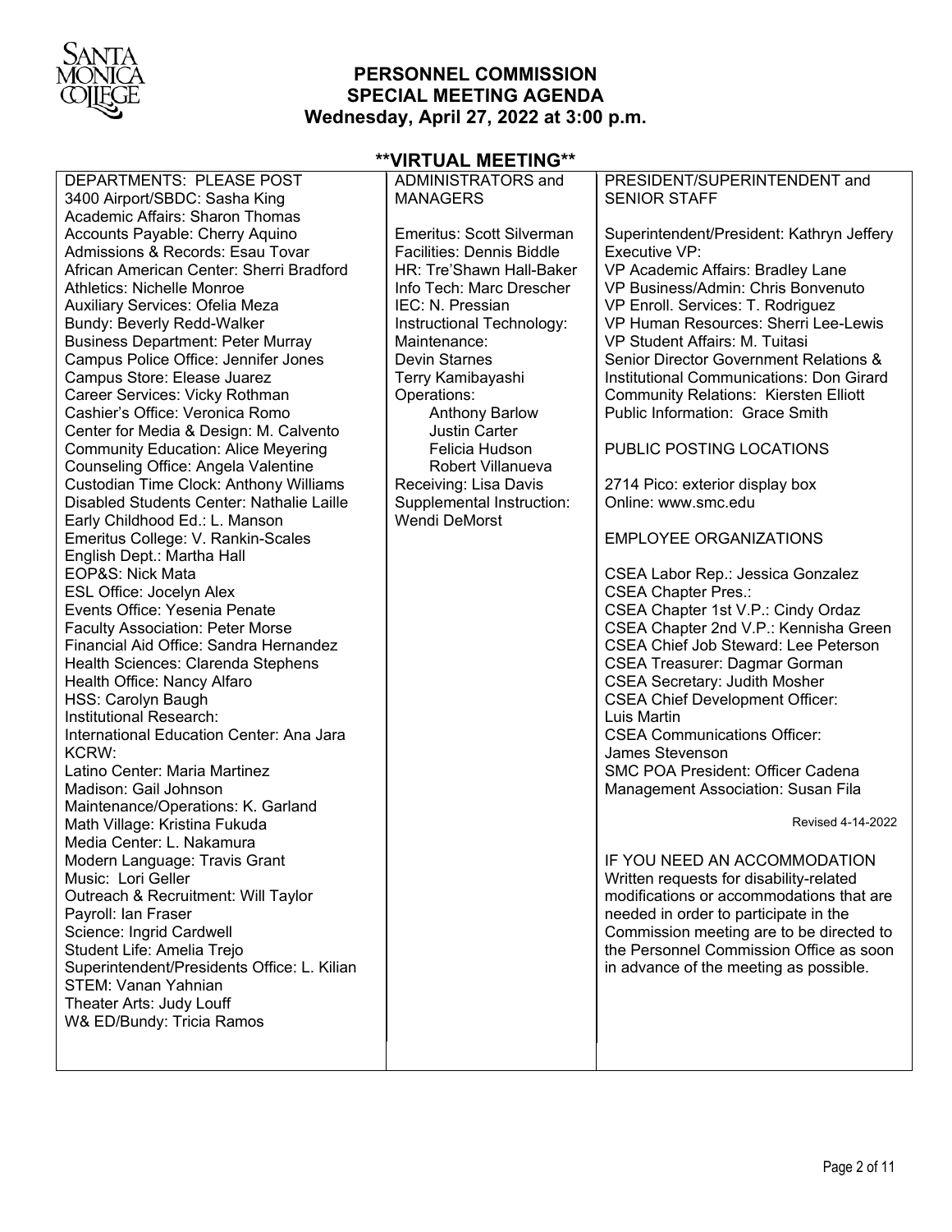**PERSONNEL COMMISSION**
**SPECIAL MEETING AGENDA**
**Wednesday, April 27, 2022 at 3:00 p.m.**

**\*\*VIRTUAL MEETING\*\***

DEPARTMENTS: PLEASE POST

3400 Airport/SBDC: Sasha King
Academic Affairs: Sharon Thomas
Accounts Payable: Cherry Aquino
Admissions & Records: Esau Tovar
African American Center: Sherri Bradford
Athletics: Nichelle Monroe
Auxiliary Services: Ofelia Meza
Bundy: Beverly Redd-Walker
Business Department: Peter Murray
Campus Police Office: Jennifer Jones
Campus Store: Elease Juarez
Career Services: Vicky Rothman
Cashier's Office: Veronica Romo
Center for Media & Design: M. Calvento
Community Education: Alice Meyering
Counseling Office: Angela Valentine
Custodian Time Clock: Anthony Williams
Disabled Students Center: Nathalie Laille
Early Childhood Ed.: L. Manson
Emeritus College: V. Rankin-Scales
English Dept.: Martha Hall
EOP&S: Nick Mata
ESL Office: Jocelyn Alex
Events Office: Yesenia Penate
Faculty Association: Peter Morse
Financial Aid Office: Sandra Hernandez
Health Sciences: Clarenda Stephens
Health Office: Nancy Alfaro
HSS: Carolyn Baugh
Institutional Research:
International Education Center: Ana Jara
KCRW:
Latino Center: Maria Martinez
Madison: Gail Johnson
Maintenance/Operations: K. Garland
Math Village: Kristina Fukuda
Media Center: L. Nakamura
Modern Language: Travis Grant
Music: Lori Geller
Outreach & Recruitment: Will Taylor
Payroll: Ian Fraser
Science: Ingrid Cardwell
Student Life: Amelia Trejo
Superintendent/Presidents Office: L. Kilian
STEM: Vanan Yahnian
Theater Arts: Judy Louff
W& ED/Bundy: Tricia Ramos

ADMINISTRATORS and MANAGERS

Emeritus: Scott Silverman
Facilities: Dennis Biddle
HR: Tre'Shawn Hall-Baker
Info Tech: Marc Drescher
IEC: N. Pressian
Instructional Technology:
Maintenance:
Devin Starnes
Terry Kamibayashi
Operations:
Anthony Barlow
Justin Carter
Felicia Hudson
Robert Villanueva
Receiving: Lisa Davis
Supplemental Instruction:
Wendi DeMorst

PRESIDENT/SUPERINTENDENT and SENIOR STAFF

Superintendent/President: Kathryn Jeffery
Executive VP:
VP Academic Affairs: Bradley Lane
VP Business/Admin: Chris Bonvenuto
VP Enroll. Services: T. Rodriguez
VP Human Resources: Sherri Lee-Lewis
VP Student Affairs: M. Tuitasi
Senior Director Government Relations & Institutional Communications: Don Girard
Community Relations: Kiersten Elliott
Public Information: Grace Smith

PUBLIC POSTING LOCATIONS

2714 Pico: exterior display box
Online: www.smc.edu

EMPLOYEE ORGANIZATIONS

CSEA Labor Rep.: Jessica Gonzalez
CSEA Chapter Pres.:
CSEA Chapter 1st V.P.: Cindy Ordaz
CSEA Chapter 2nd V.P.: Kennisha Green
CSEA Chief Job Steward: Lee Peterson
CSEA Treasurer: Dagmar Gorman
CSEA Secretary: Judith Mosher
CSEA Chief Development Officer: Luis Martin
CSEA Communications Officer: James Stevenson
SMC POA President: Officer Cadena
Management Association: Susan Fila

Revised 4-14-2022

IF YOU NEED AN ACCOMMODATION

Written requests for disability-related modifications or accommodations that are needed in order to participate in the Commission meeting are to be directed to the Personnel Commission Office as soon in advance of the meeting as possible.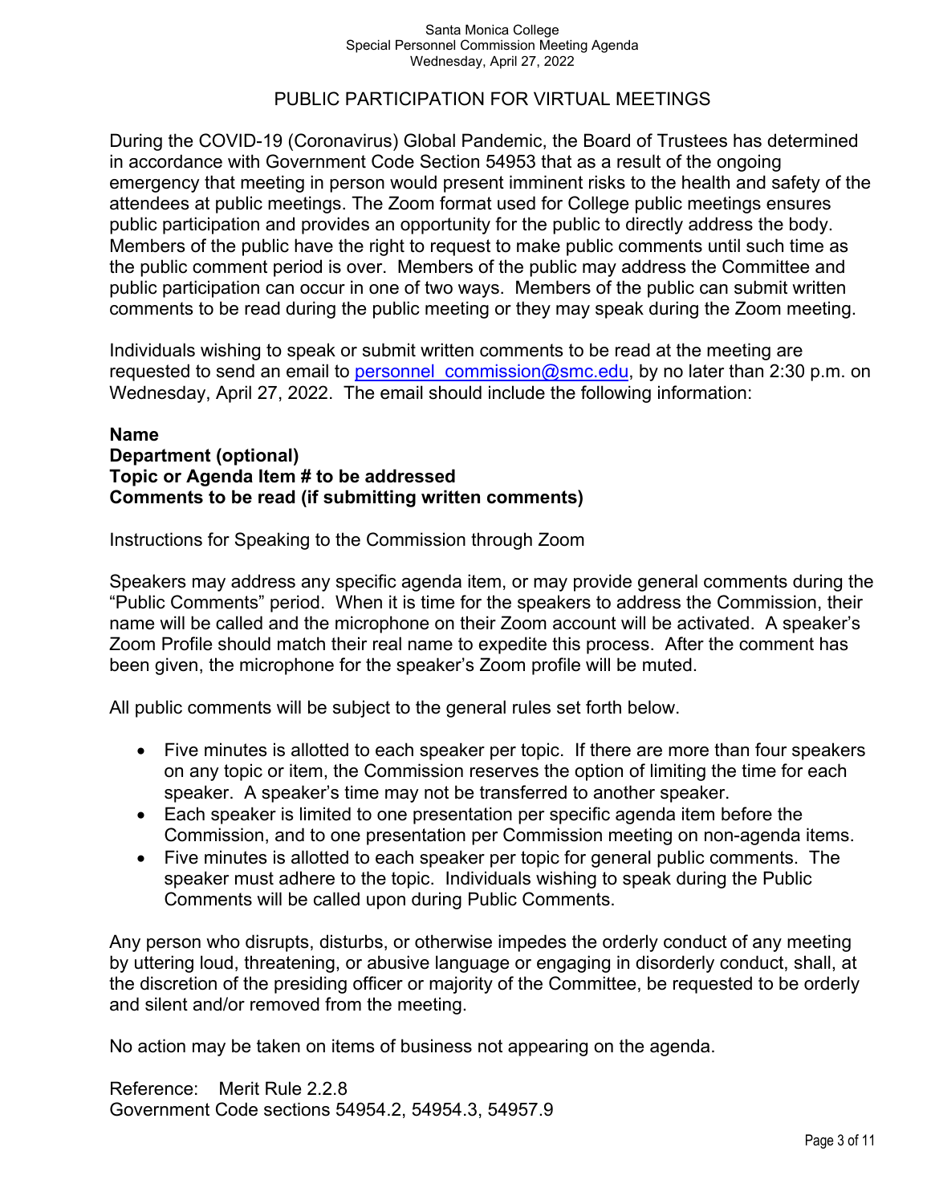## PUBLIC PARTICIPATION FOR VIRTUAL MEETINGS

During the COVID-19 (Coronavirus) Global Pandemic, the Board of Trustees has determined in accordance with Government Code Section 54953 that as a result of the ongoing emergency that meeting in person would present imminent risks to the health and safety of the attendees at public meetings. The Zoom format used for College public meetings ensures public participation and provides an opportunity for the public to directly address the body. Members of the public have the right to request to make public comments until such time as the public comment period is over. Members of the public may address the Committee and public participation can occur in one of two ways. Members of the public can submit written comments to be read during the public meeting or they may speak during the Zoom meeting.

Individuals wishing to speak or submit written comments to be read at the meeting are requested to send an email to personnel_commission@smc.edu, by no later than 2:30 p.m. on Wednesday, April 27, 2022. The email should include the following information:

**Name**
**Department (optional)**
**Topic or Agenda Item # to be addressed**
**Comments to be read (if submitting written comments)**

Instructions for Speaking to the Commission through Zoom

Speakers may address any specific agenda item, or may provide general comments during the "Public Comments" period. When it is time for the speakers to address the Commission, their name will be called and the microphone on their Zoom account will be activated. A speaker's Zoom Profile should match their real name to expedite this process. After the comment has been given, the microphone for the speaker's Zoom profile will be muted.

All public comments will be subject to the general rules set forth below.

- Five minutes is allotted to each speaker per topic. If there are more than four speakers on any topic or item, the Commission reserves the option of limiting the time for each speaker. A speaker's time may not be transferred to another speaker.
- Each speaker is limited to one presentation per specific agenda item before the Commission, and to one presentation per Commission meeting on non-agenda items.
- Five minutes is allotted to each speaker per topic for general public comments. The speaker must adhere to the topic. Individuals wishing to speak during the Public Comments will be called upon during Public Comments.

Any person who disrupts, disturbs, or otherwise impedes the orderly conduct of any meeting by uttering loud, threatening, or abusive language or engaging in disorderly conduct, shall, at the discretion of the presiding officer or majority of the Committee, be requested to be orderly and silent and/or removed from the meeting.

No action may be taken on items of business not appearing on the agenda.

Reference: Merit Rule 2.2.8
Government Code sections 54954.2, 54954.3, 54957.9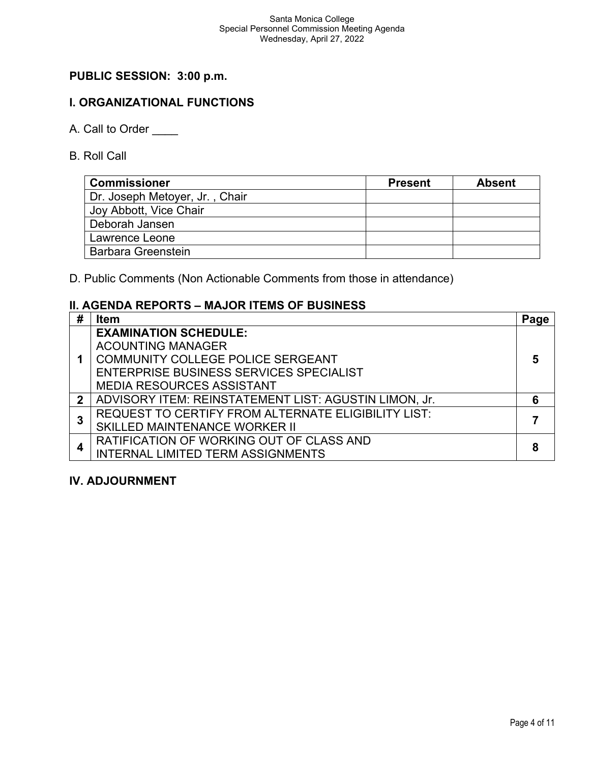Santa Monica College
Special Personnel Commission Meeting Agenda
Wednesday, April 27, 2022

## PUBLIC SESSION: 3:00 p.m.

## I. ORGANIZATIONAL FUNCTIONS

A. Call to Order ____

B. Roll Call

| Commissioner | Present | Absent |
|---|---|---|
| Dr. Joseph Metoyer, Jr. , Chair | | |
| Joy Abbott, Vice Chair | | |
| Deborah Jansen | | |
| Lawrence Leone | | |
| Barbara Greenstein | | |

D. Public Comments (Non Actionable Comments from those in attendance)

## II. AGENDA REPORTS – MAJOR ITEMS OF BUSINESS

| # | Item | Page |
|---|---|---|
| 1 | **EXAMINATION SCHEDULE:**<br>ACOUNTING MANAGER<br>COMMUNITY COLLEGE POLICE SERGEANT<br>ENTERPRISE BUSINESS SERVICES SPECIALIST<br>MEDIA RESOURCES ASSISTANT | 5 |
| 2 | ADVISORY ITEM: REINSTATEMENT LIST: AGUSTIN LIMON, Jr. | 6 |
| 3 | REQUEST TO CERTIFY FROM ALTERNATE ELIGIBILITY LIST:<br>SKILLED MAINTENANCE WORKER II | 7 |
| 4 | RATIFICATION OF WORKING OUT OF CLASS AND<br>INTERNAL LIMITED TERM ASSIGNMENTS | 8 |

## IV. ADJOURNMENT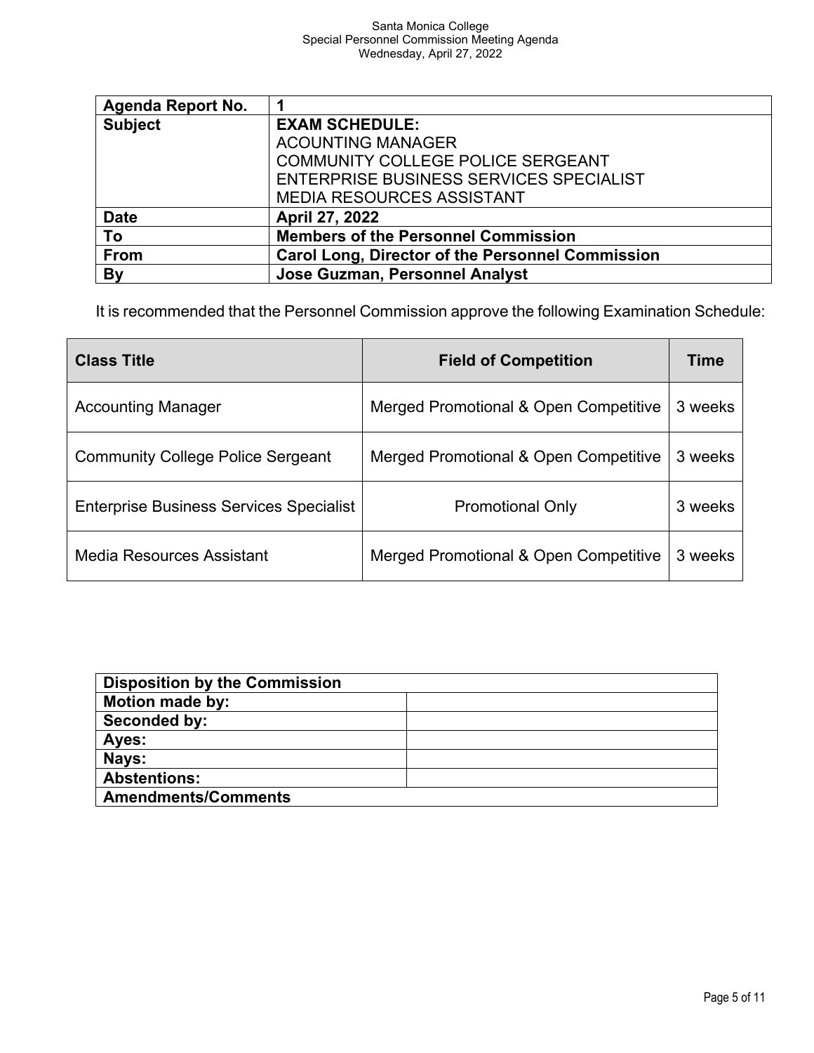| Agenda Report No. | 1 |
|---|---|
| Subject | **EXAM SCHEDULE:** ACOUNTING MANAGER COMMUNITY COLLEGE POLICE SERGEANT ENTERPRISE BUSINESS SERVICES SPECIALIST MEDIA RESOURCES ASSISTANT |
| Date | **April 27, 2022** |
| To | **Members of the Personnel Commission** |
| From | **Carol Long, Director of the Personnel Commission** |
| By | **Jose Guzman, Personnel Analyst** |

It is recommended that the Personnel Commission approve the following Examination Schedule:

| Class Title | Field of Competition | Time |
|---|---|---|
| Accounting Manager | Merged Promotional & Open Competitive | 3 weeks |
| Community College Police Sergeant | Merged Promotional & Open Competitive | 3 weeks |
| Enterprise Business Services Specialist | Promotional Only | 3 weeks |
| Media Resources Assistant | Merged Promotional & Open Competitive | 3 weeks |

| Disposition by the Commission | |
|---|---|
| Motion made by: | |
| Seconded by: | |
| Ayes: | |
| Nays: | |
| Abstentions: | |
| Amendments/Comments | |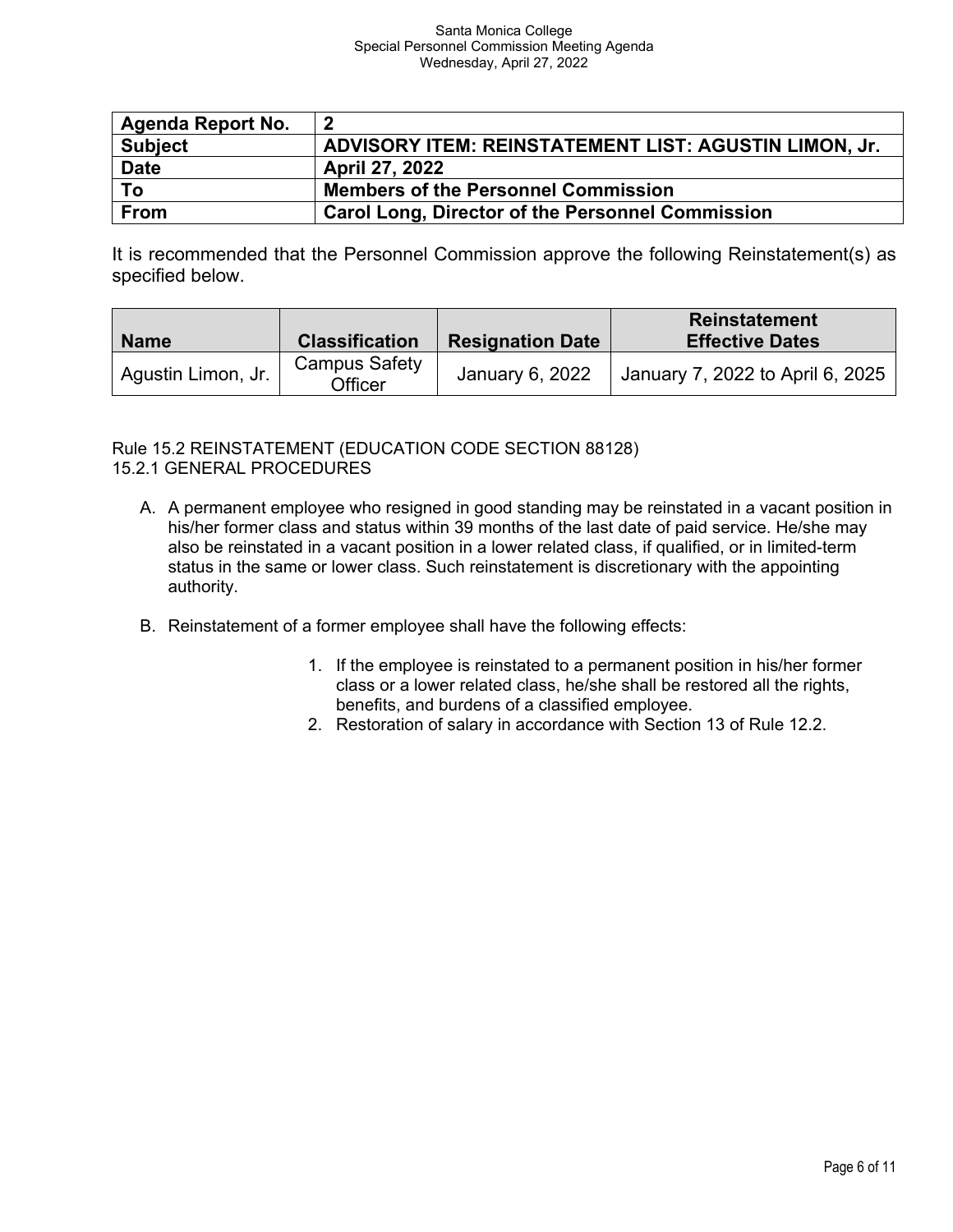| Agenda Report No. | 2 |
| --- | --- |
| **Subject** | **ADVISORY ITEM: REINSTATEMENT LIST: AGUSTIN LIMON, Jr.** |
| **Date** | **April 27, 2022** |
| **To** | **Members of the Personnel Commission** |
| **From** | **Carol Long, Director of the Personnel Commission** |

It is recommended that the Personnel Commission approve the following Reinstatement(s) as specified below.

| Name | Classification | Resignation Date | Reinstatement Effective Dates |
| --- | --- | --- | --- |
| Agustin Limon, Jr. | Campus Safety Officer | January 6, 2022 | January 7, 2022 to April 6, 2025 |

Rule 15.2 REINSTATEMENT (EDUCATION CODE SECTION 88128)
15.2.1 GENERAL PROCEDURES

A. A permanent employee who resigned in good standing may be reinstated in a vacant position in his/her former class and status within 39 months of the last date of paid service. He/she may also be reinstated in a vacant position in a lower related class, if qualified, or in limited-term status in the same or lower class. Such reinstatement is discretionary with the appointing authority.

B. Reinstatement of a former employee shall have the following effects:

   1. If the employee is reinstated to a permanent position in his/her former class or a lower related class, he/she shall be restored all the rights, benefits, and burdens of a classified employee.
   2. Restoration of salary in accordance with Section 13 of Rule 12.2.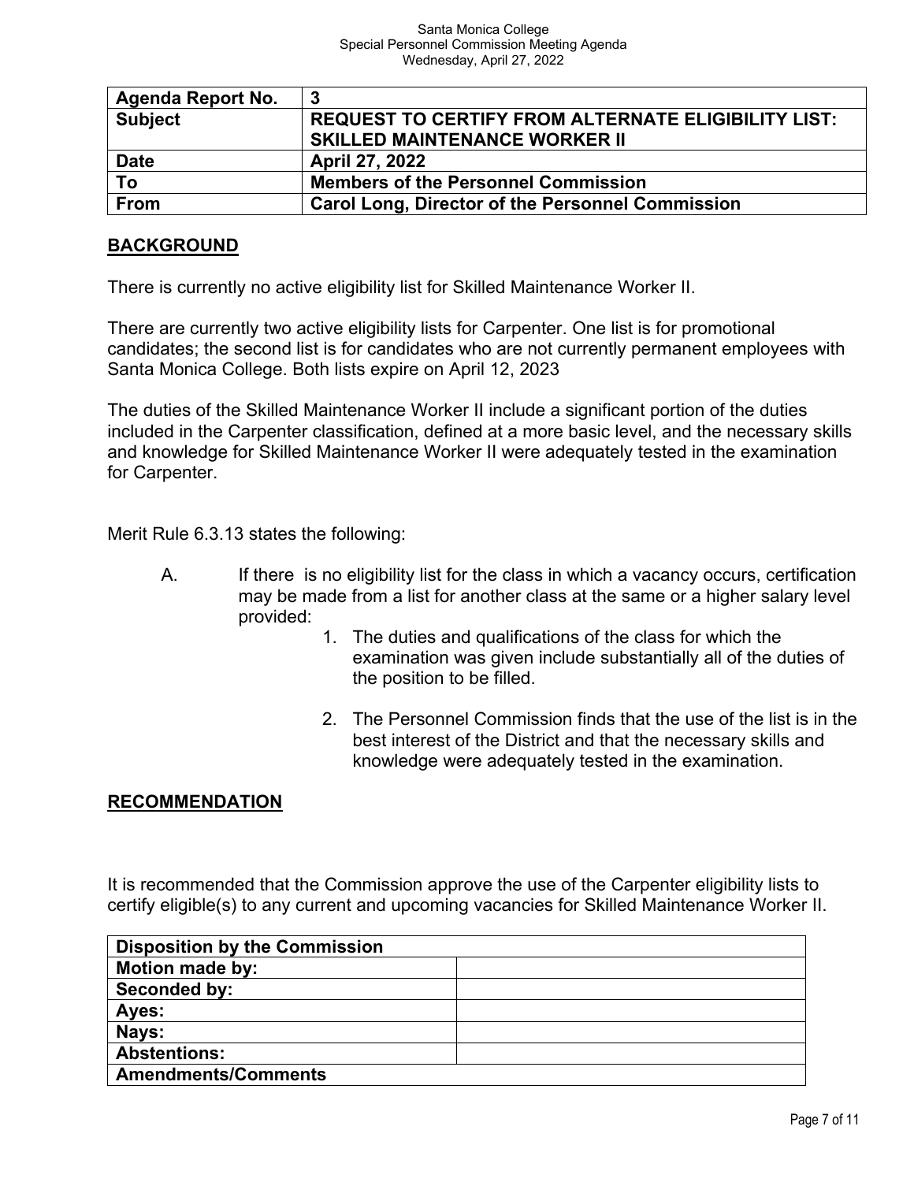| Agenda Report No. | 3 |
| --- | --- |
| Subject | REQUEST TO CERTIFY FROM ALTERNATE ELIGIBILITY LIST: SKILLED MAINTENANCE WORKER II |
| Date | April 27, 2022 |
| To | Members of the Personnel Commission |
| From | Carol Long, Director of the Personnel Commission |

## BACKGROUND

There is currently no active eligibility list for Skilled Maintenance Worker II.

There are currently two active eligibility lists for Carpenter. One list is for promotional candidates; the second list is for candidates who are not currently permanent employees with Santa Monica College. Both lists expire on April 12, 2023

The duties of the Skilled Maintenance Worker II include a significant portion of the duties included in the Carpenter classification, defined at a more basic level, and the necessary skills and knowledge for Skilled Maintenance Worker II were adequately tested in the examination for Carpenter.

Merit Rule 6.3.13 states the following:

A. If there is no eligibility list for the class in which a vacancy occurs, certification may be made from a list for another class at the same or a higher salary level provided:

1. The duties and qualifications of the class for which the examination was given include substantially all of the duties of the position to be filled.

2. The Personnel Commission finds that the use of the list is in the best interest of the District and that the necessary skills and knowledge were adequately tested in the examination.

## RECOMMENDATION

It is recommended that the Commission approve the use of the Carpenter eligibility lists to certify eligible(s) to any current and upcoming vacancies for Skilled Maintenance Worker II.

| Disposition by the Commission | |
| --- | --- |
| Motion made by: | |
| Seconded by: | |
| Ayes: | |
| Nays: | |
| Abstentions: | |
| Amendments/Comments | |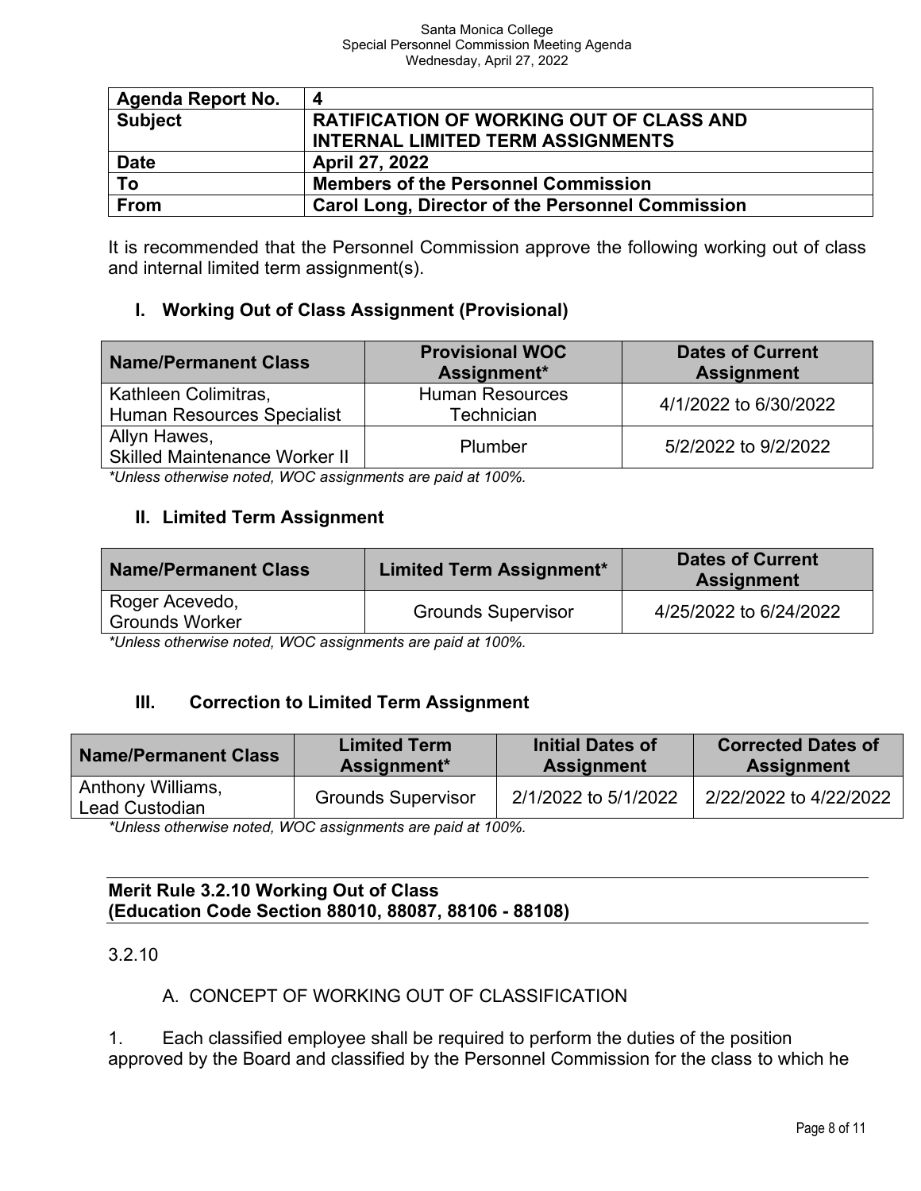| Agenda Report No. | 4 |
|---|---|
| Subject | RATIFICATION OF WORKING OUT OF CLASS AND INTERNAL LIMITED TERM ASSIGNMENTS |
| Date | April 27, 2022 |
| To | Members of the Personnel Commission |
| From | Carol Long, Director of the Personnel Commission |

It is recommended that the Personnel Commission approve the following working out of class and internal limited term assignment(s).

## I. Working Out of Class Assignment (Provisional)

| Name/Permanent Class | Provisional WOC Assignment* | Dates of Current Assignment |
|---|---|---|
| Kathleen Colimitras, Human Resources Specialist | Human Resources Technician | 4/1/2022 to 6/30/2022 |
| Allyn Hawes, Skilled Maintenance Worker II | Plumber | 5/2/2022 to 9/2/2022 |

*\*Unless otherwise noted, WOC assignments are paid at 100%.*

## II. Limited Term Assignment

| Name/Permanent Class | Limited Term Assignment* | Dates of Current Assignment |
|---|---|---|
| Roger Acevedo, Grounds Worker | Grounds Supervisor | 4/25/2022 to 6/24/2022 |

*\*Unless otherwise noted, WOC assignments are paid at 100%.*

## III. Correction to Limited Term Assignment

| Name/Permanent Class | Limited Term Assignment* | Initial Dates of Assignment | Corrected Dates of Assignment |
|---|---|---|---|
| Anthony Williams, Lead Custodian | Grounds Supervisor | 2/1/2022 to 5/1/2022 | 2/22/2022 to 4/22/2022 |

*\*Unless otherwise noted, WOC assignments are paid at 100%.*

**Merit Rule 3.2.10 Working Out of Class (Education Code Section 88010, 88087, 88106 - 88108)**

3.2.10

A. CONCEPT OF WORKING OUT OF CLASSIFICATION

1. Each classified employee shall be required to perform the duties of the position approved by the Board and classified by the Personnel Commission for the class to which he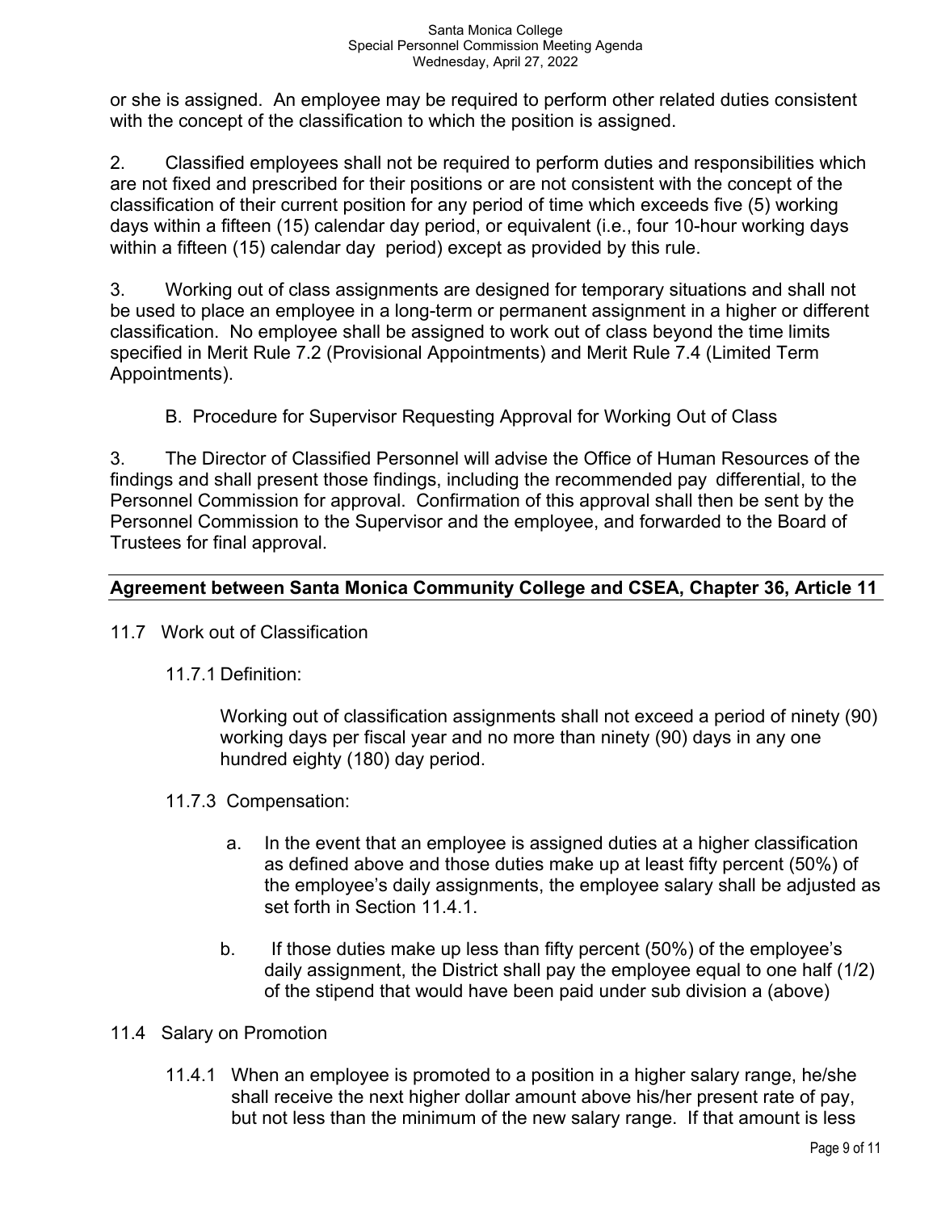or she is assigned. An employee may be required to perform other related duties consistent with the concept of the classification to which the position is assigned.

2. Classified employees shall not be required to perform duties and responsibilities which are not fixed and prescribed for their positions or are not consistent with the concept of the classification of their current position for any period of time which exceeds five (5) working days within a fifteen (15) calendar day period, or equivalent (i.e., four 10-hour working days within a fifteen (15) calendar day period) except as provided by this rule.

3. Working out of class assignments are designed for temporary situations and shall not be used to place an employee in a long-term or permanent assignment in a higher or different classification. No employee shall be assigned to work out of class beyond the time limits specified in Merit Rule 7.2 (Provisional Appointments) and Merit Rule 7.4 (Limited Term Appointments).

B. Procedure for Supervisor Requesting Approval for Working Out of Class

3. The Director of Classified Personnel will advise the Office of Human Resources of the findings and shall present those findings, including the recommended pay differential, to the Personnel Commission for approval. Confirmation of this approval shall then be sent by the Personnel Commission to the Supervisor and the employee, and forwarded to the Board of Trustees for final approval.

## Agreement between Santa Monica Community College and CSEA, Chapter 36, Article 11

11.7 Work out of Classification

11.7.1 Definition:

Working out of classification assignments shall not exceed a period of ninety (90) working days per fiscal year and no more than ninety (90) days in any one hundred eighty (180) day period.

11.7.3 Compensation:

a. In the event that an employee is assigned duties at a higher classification as defined above and those duties make up at least fifty percent (50%) of the employee's daily assignments, the employee salary shall be adjusted as set forth in Section 11.4.1.

b. If those duties make up less than fifty percent (50%) of the employee's daily assignment, the District shall pay the employee equal to one half (1/2) of the stipend that would have been paid under sub division a (above)

11.4 Salary on Promotion

11.4.1 When an employee is promoted to a position in a higher salary range, he/she shall receive the next higher dollar amount above his/her present rate of pay, but not less than the minimum of the new salary range. If that amount is less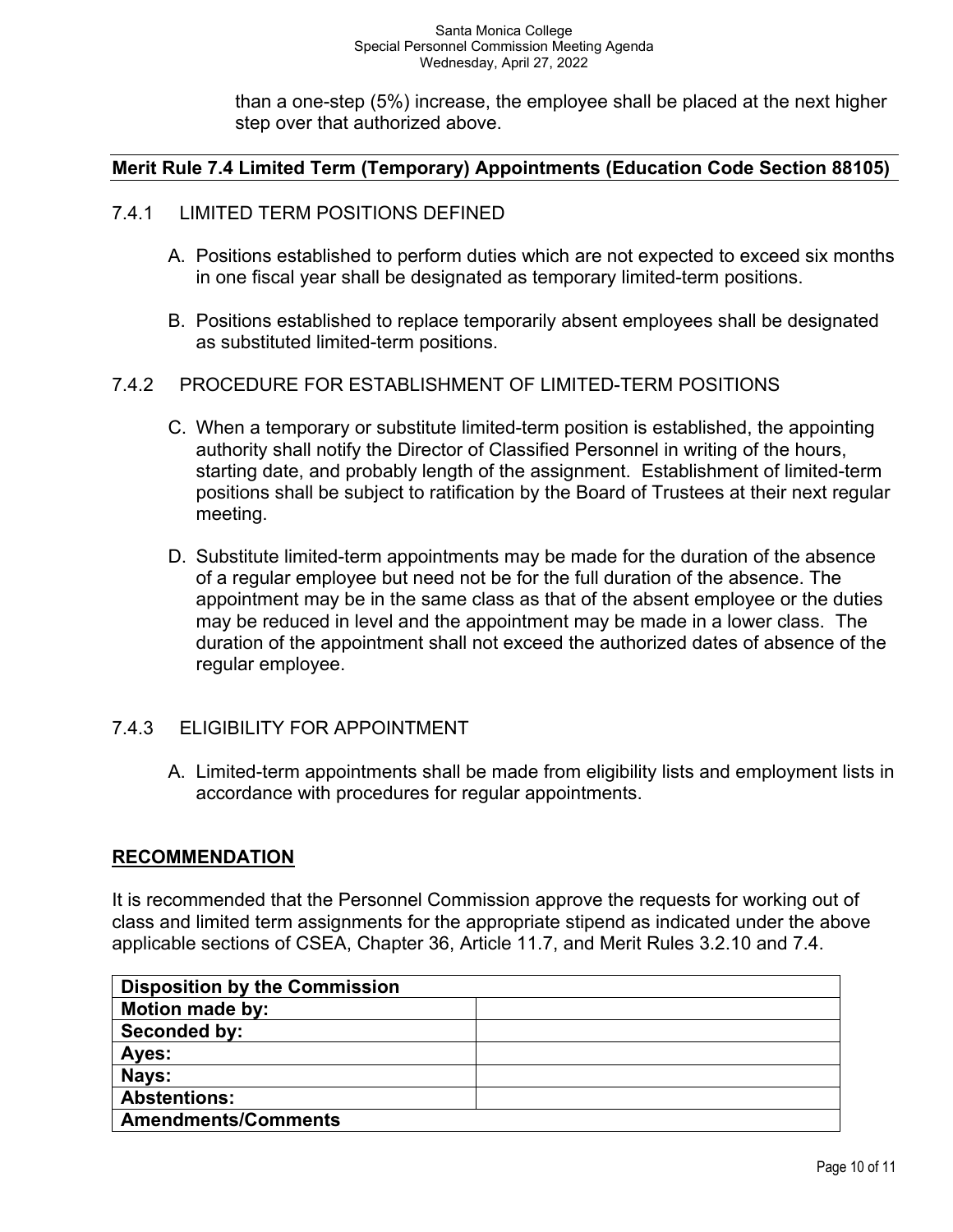than a one-step (5%) increase, the employee shall be placed at the next higher step over that authorized above.

## Merit Rule 7.4 Limited Term (Temporary) Appointments (Education Code Section 88105)

### 7.4.1 LIMITED TERM POSITIONS DEFINED

A. Positions established to perform duties which are not expected to exceed six months in one fiscal year shall be designated as temporary limited-term positions.

B. Positions established to replace temporarily absent employees shall be designated as substituted limited-term positions.

### 7.4.2 PROCEDURE FOR ESTABLISHMENT OF LIMITED-TERM POSITIONS

C. When a temporary or substitute limited-term position is established, the appointing authority shall notify the Director of Classified Personnel in writing of the hours, starting date, and probably length of the assignment. Establishment of limited-term positions shall be subject to ratification by the Board of Trustees at their next regular meeting.

D. Substitute limited-term appointments may be made for the duration of the absence of a regular employee but need not be for the full duration of the absence. The appointment may be in the same class as that of the absent employee or the duties may be reduced in level and the appointment may be made in a lower class. The duration of the appointment shall not exceed the authorized dates of absence of the regular employee.

### 7.4.3 ELIGIBILITY FOR APPOINTMENT

A. Limited-term appointments shall be made from eligibility lists and employment lists in accordance with procedures for regular appointments.

## RECOMMENDATION

It is recommended that the Personnel Commission approve the requests for working out of class and limited term assignments for the appropriate stipend as indicated under the above applicable sections of CSEA, Chapter 36, Article 11.7, and Merit Rules 3.2.10 and 7.4.

| Disposition by the Commission | |
|---|---|
| **Motion made by:** | |
| **Seconded by:** | |
| **Ayes:** | |
| **Nays:** | |
| **Abstentions:** | |
| **Amendments/Comments** | |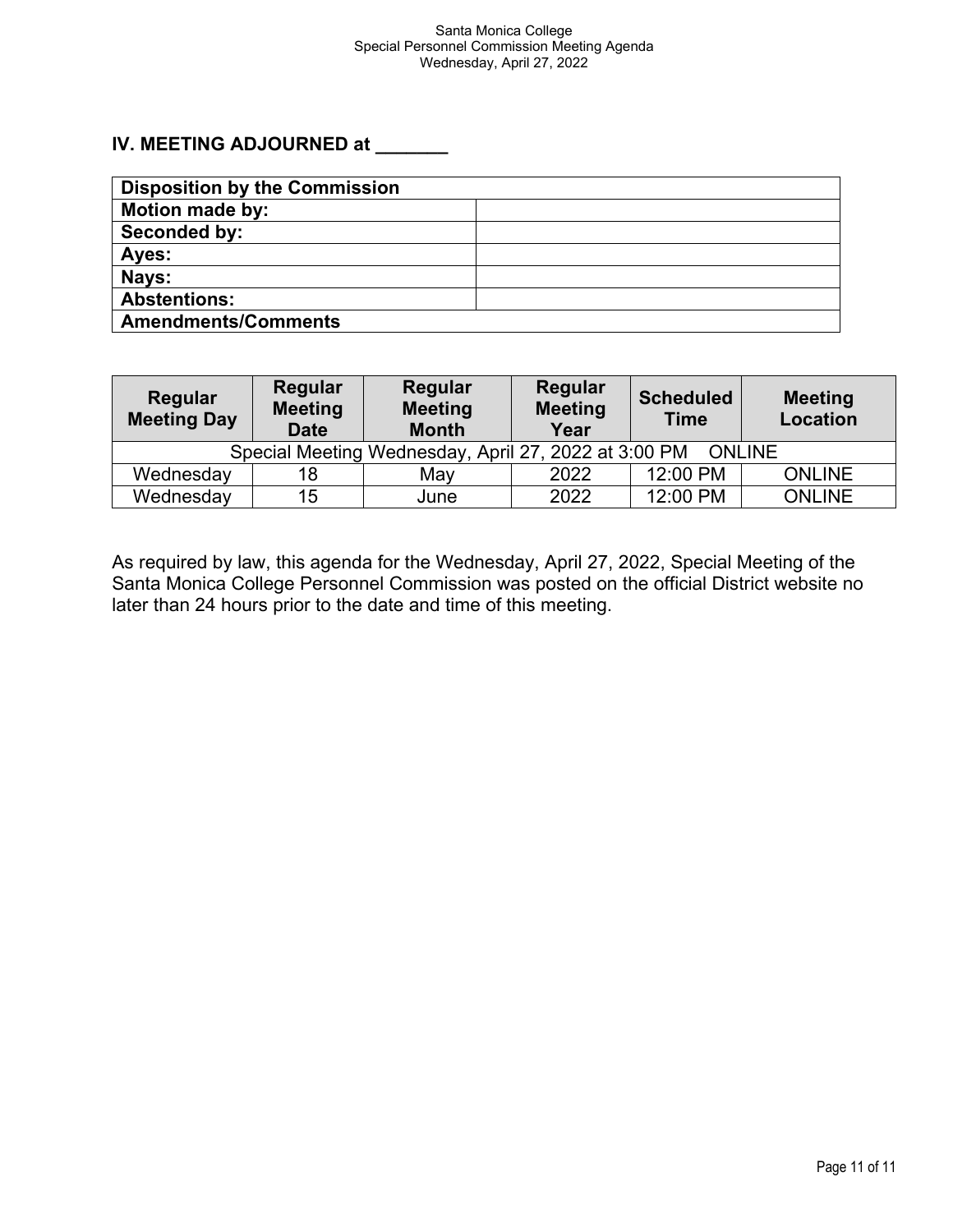## IV. MEETING ADJOURNED at _______

| Disposition by the Commission | |
|---|---|
| **Motion made by:** | |
| **Seconded by:** | |
| **Ayes:** | |
| **Nays:** | |
| **Abstentions:** | |
| **Amendments/Comments** | |

| Regular Meeting Day | Regular Meeting Date | Regular Meeting Month | Regular Meeting Year | Scheduled Time | Meeting Location |
|---|---|---|---|---|---|
| Special Meeting Wednesday, April 27, 2022 at 3:00 PM ONLINE | | | | | |
| Wednesday | 18 | May | 2022 | 12:00 PM | ONLINE |
| Wednesday | 15 | June | 2022 | 12:00 PM | ONLINE |

As required by law, this agenda for the Wednesday, April 27, 2022, Special Meeting of the Santa Monica College Personnel Commission was posted on the official District website no later than 24 hours prior to the date and time of this meeting.